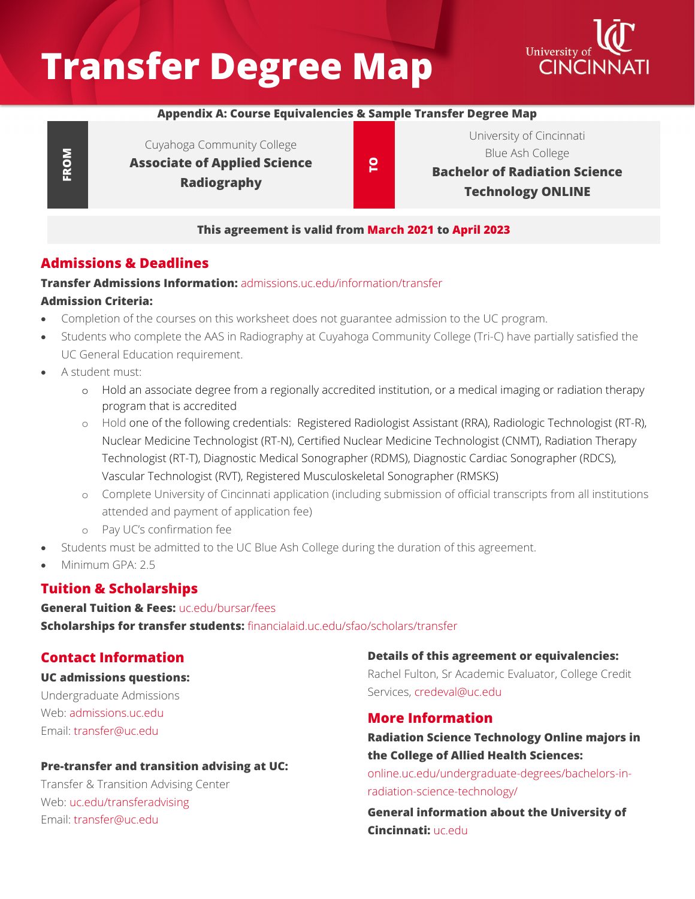# Transfer Degree Map

University of CINCINNATI

**Appendix A: Course Equivalencies & Sample Transfer Degree Map**

| FROM | | TO | |
|---|---|---|---|
| | Cuyahoga Community College<br>**Associate of Applied Science Radiography** | | University of Cincinnati<br>Blue Ash College<br>**Bachelor of Radiation Science Technology ONLINE** |

**This agreement is valid from March 2021 to April 2023**

## Admissions & Deadlines

**Transfer Admissions Information:** admissions.uc.edu/information/transfer

**Admission Criteria:**

- Completion of the courses on this worksheet does not guarantee admission to the UC program.
- Students who complete the AAS in Radiography at Cuyahoga Community College (Tri-C) have partially satisfied the UC General Education requirement.
- A student must:
  - Hold an associate degree from a regionally accredited institution, or a medical imaging or radiation therapy program that is accredited
  - Hold one of the following credentials: Registered Radiologist Assistant (RRA), Radiologic Technologist (RT-R), Nuclear Medicine Technologist (RT-N), Certified Nuclear Medicine Technologist (CNMT), Radiation Therapy Technologist (RT-T), Diagnostic Medical Sonographer (RDMS), Diagnostic Cardiac Sonographer (RDCS), Vascular Technologist (RVT), Registered Musculoskeletal Sonographer (RMSKS)
  - Complete University of Cincinnati application (including submission of official transcripts from all institutions attended and payment of application fee)
  - Pay UC's confirmation fee
- Students must be admitted to the UC Blue Ash College during the duration of this agreement.
- Minimum GPA: 2.5

## Tuition & Scholarships

**General Tuition & Fees:** uc.edu/bursar/fees

**Scholarships for transfer students:** financialaid.uc.edu/sfao/scholars/transfer

## Contact Information

**UC admissions questions:**

Undergraduate Admissions
Web: admissions.uc.edu
Email: transfer@uc.edu

**Pre-transfer and transition advising at UC:**

Transfer & Transition Advising Center
Web: uc.edu/transferadvising
Email: transfer@uc.edu

**Details of this agreement or equivalencies:**

Rachel Fulton, Sr Academic Evaluator, College Credit Services, credeval@uc.edu

## More Information

**Radiation Science Technology Online majors in the College of Allied Health Sciences:**
online.uc.edu/undergraduate-degrees/bachelors-in-radiation-science-technology/

**General information about the University of Cincinnati:** uc.edu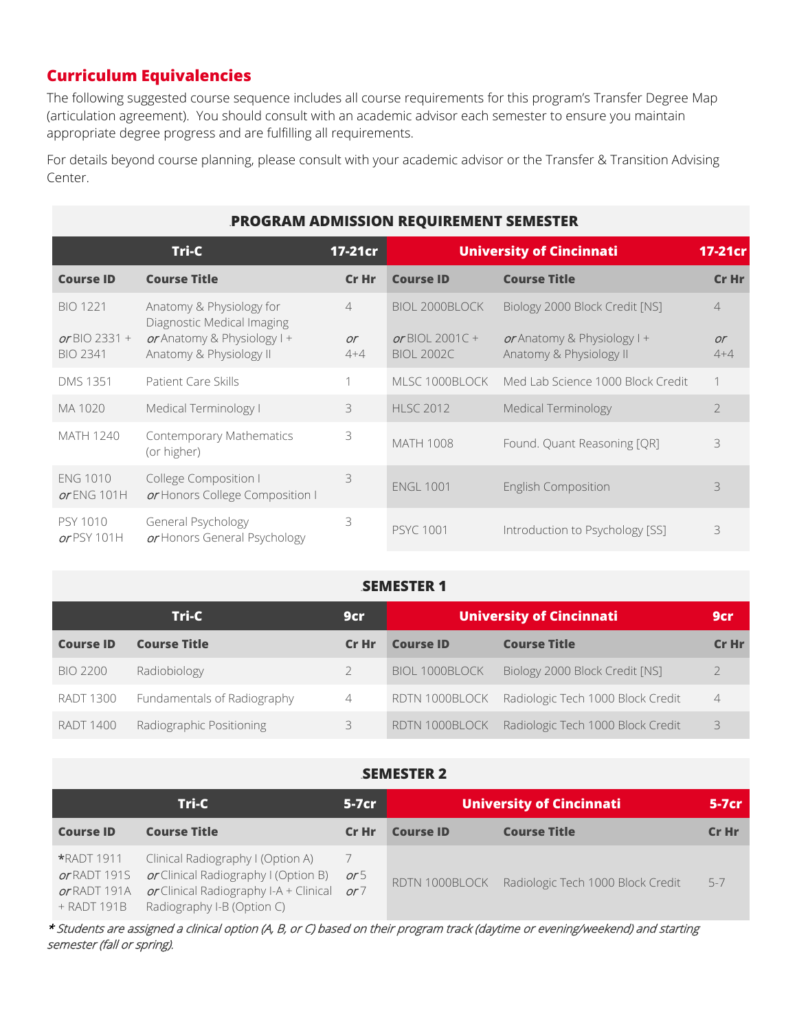## Curriculum Equivalencies

The following suggested course sequence includes all course requirements for this program's Transfer Degree Map (articulation agreement). You should consult with an academic advisor each semester to ensure you maintain appropriate degree progress and are fulfilling all requirements.

For details beyond course planning, please consult with your academic advisor or the Transfer & Transition Advising Center.

### PROGRAM ADMISSION REQUIREMENT SEMESTER

| Tri-C | | 17-21cr | University of Cincinnati | | 17-21cr |
|---|---|---|---|---|---|
| **Course ID** | **Course Title** | **Cr Hr** | **Course ID** | **Course Title** | **Cr Hr** |
| BIO 1221<br>*or* BIO 2331 + BIO 2341 | Anatomy & Physiology for Diagnostic Medical Imaging<br>*or* Anatomy & Physiology I + Anatomy & Physiology II | 4<br>*or* 4+4 | BIOL 2000BLOCK<br>*or* BIOL 2001C + BIOL 2002C | Biology 2000 Block Credit [NS]<br>*or* Anatomy & Physiology I + Anatomy & Physiology II | 4<br>*or* 4+4 |
| DMS 1351 | Patient Care Skills | 1 | MLSC 1000BLOCK | Med Lab Science 1000 Block Credit | 1 |
| MA 1020 | Medical Terminology I | 3 | HLSC 2012 | Medical Terminology | 2 |
| MATH 1240 | Contemporary Mathematics (or higher) | 3 | MATH 1008 | Found. Quant Reasoning [QR] | 3 |
| ENG 1010<br>*or* ENG 101H | College Composition I<br>*or* Honors College Composition I | 3 | ENGL 1001 | English Composition | 3 |
| PSY 1010<br>*or* PSY 101H | General Psychology<br>*or* Honors General Psychology | 3 | PSYC 1001 | Introduction to Psychology [SS] | 3 |

### SEMESTER 1

| Tri-C | | 9cr | University of Cincinnati | | 9cr |
|---|---|---|---|---|---|
| **Course ID** | **Course Title** | **Cr Hr** | **Course ID** | **Course Title** | **Cr Hr** |
| BIO 2200 | Radiobiology | 2 | BIOL 1000BLOCK | Biology 2000 Block Credit [NS] | 2 |
| RADT 1300 | Fundamentals of Radiography | 4 | RDTN 1000BLOCK | Radiologic Tech 1000 Block Credit | 4 |
| RADT 1400 | Radiographic Positioning | 3 | RDTN 1000BLOCK | Radiologic Tech 1000 Block Credit | 3 |

### SEMESTER 2

| Tri-C | | 5-7cr | University of Cincinnati | | 5-7cr |
|---|---|---|---|---|---|
| **Course ID** | **Course Title** | **Cr Hr** | **Course ID** | **Course Title** | **Cr Hr** |
| *RADT 1911<br>*or* RADT 191S<br>*or* RADT 191A + RADT 191B | Clinical Radiography I (Option A)<br>*or* Clinical Radiography I (Option B)<br>*or* Clinical Radiography I-A + Clinical Radiography I-B (Option C) | 7<br>*or* 5<br>*or* 7 | RDTN 1000BLOCK | Radiologic Tech 1000 Block Credit | 5-7 |

*\* Students are assigned a clinical option (A, B, or C) based on their program track (daytime or evening/weekend) and starting semester (fall or spring).*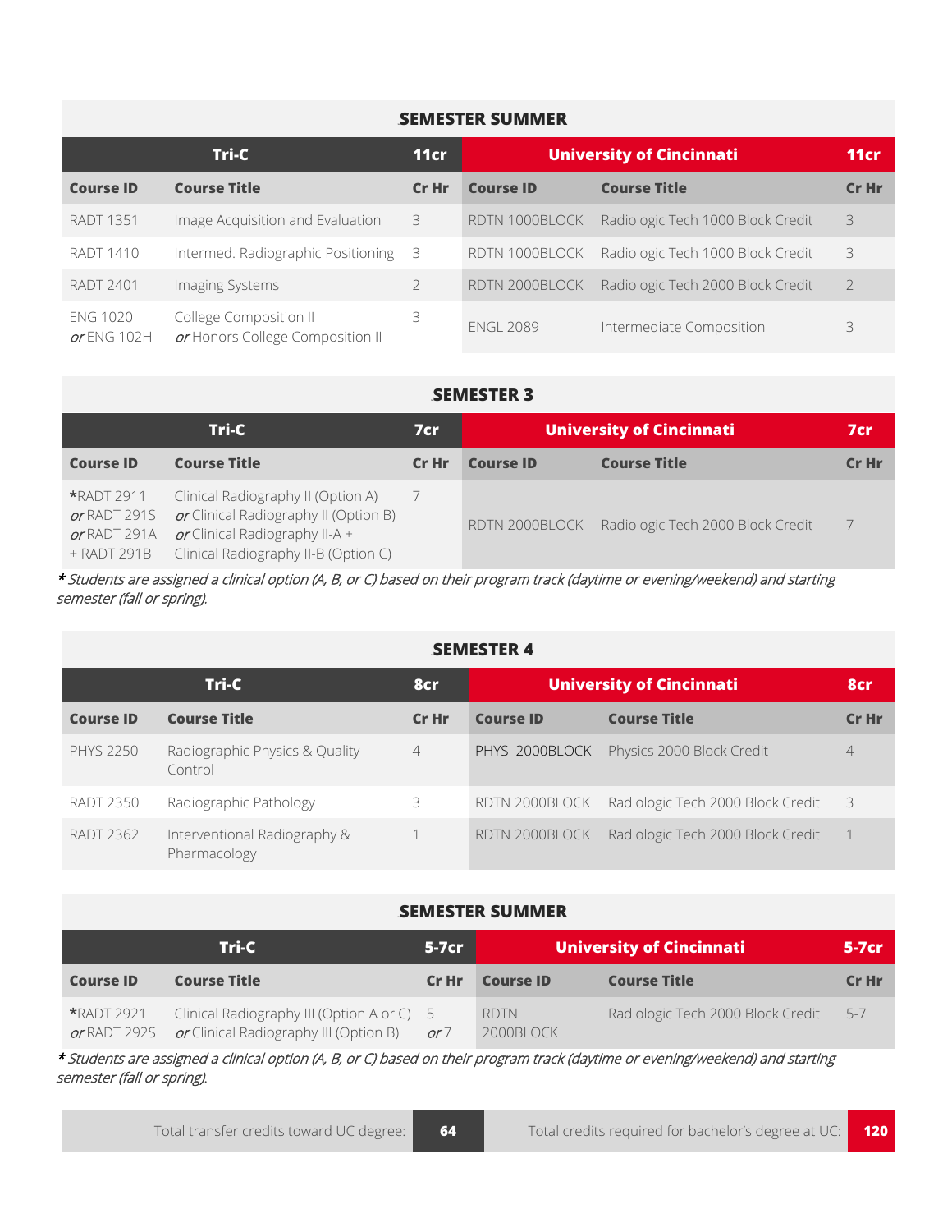## SEMESTER SUMMER

| Tri-C | | 11cr | University of Cincinnati | | 11cr |
|---|---|---|---|---|---|
| **Course ID** | **Course Title** | **Cr Hr** | **Course ID** | **Course Title** | **Cr Hr** |
| RADT 1351 | Image Acquisition and Evaluation | 3 | RDTN 1000BLOCK | Radiologic Tech 1000 Block Credit | 3 |
| RADT 1410 | Intermed. Radiographic Positioning | 3 | RDTN 1000BLOCK | Radiologic Tech 1000 Block Credit | 3 |
| RADT 2401 | Imaging Systems | 2 | RDTN 2000BLOCK | Radiologic Tech 2000 Block Credit | 2 |
| ENG 1020 *or* ENG 102H | College Composition II *or* Honors College Composition II | 3 | ENGL 2089 | Intermediate Composition | 3 |

## SEMESTER 3

| Tri-C | | 7cr | University of Cincinnati | | 7cr |
|---|---|---|---|---|---|
| **Course ID** | **Course Title** | **Cr Hr** | **Course ID** | **Course Title** | **Cr Hr** |
| *RADT 2911 *or* RADT 291S *or* RADT 291A + RADT 291B | Clinical Radiography II (Option A) *or* Clinical Radiography II (Option B) *or* Clinical Radiography II-A + Clinical Radiography II-B (Option C) | 7 | RDTN 2000BLOCK | Radiologic Tech 2000 Block Credit | 7 |

*\* Students are assigned a clinical option (A, B, or C) based on their program track (daytime or evening/weekend) and starting semester (fall or spring).*

## SEMESTER 4

| Tri-C | | 8cr | University of Cincinnati | | 8cr |
|---|---|---|---|---|---|
| **Course ID** | **Course Title** | **Cr Hr** | **Course ID** | **Course Title** | **Cr Hr** |
| PHYS 2250 | Radiographic Physics & Quality Control | 4 | PHYS 2000BLOCK | Physics 2000 Block Credit | 4 |
| RADT 2350 | Radiographic Pathology | 3 | RDTN 2000BLOCK | Radiologic Tech 2000 Block Credit | 3 |
| RADT 2362 | Interventional Radiography & Pharmacology | 1 | RDTN 2000BLOCK | Radiologic Tech 2000 Block Credit | 1 |

## SEMESTER SUMMER

| Tri-C | | 5-7cr | University of Cincinnati | | 5-7cr |
|---|---|---|---|---|---|
| **Course ID** | **Course Title** | **Cr Hr** | **Course ID** | **Course Title** | **Cr Hr** |
| *RADT 2921 *or* RADT 292S | Clinical Radiography III (Option A or C) *or* Clinical Radiography III (Option B) | 5 *or* 7 | RDTN 2000BLOCK | Radiologic Tech 2000 Block Credit | 5-7 |

*\* Students are assigned a clinical option (A, B, or C) based on their program track (daytime or evening/weekend) and starting semester (fall or spring).*

| Total transfer credits toward UC degree: | 64 | Total credits required for bachelor's degree at UC: | 120 |
|---|---|---|---|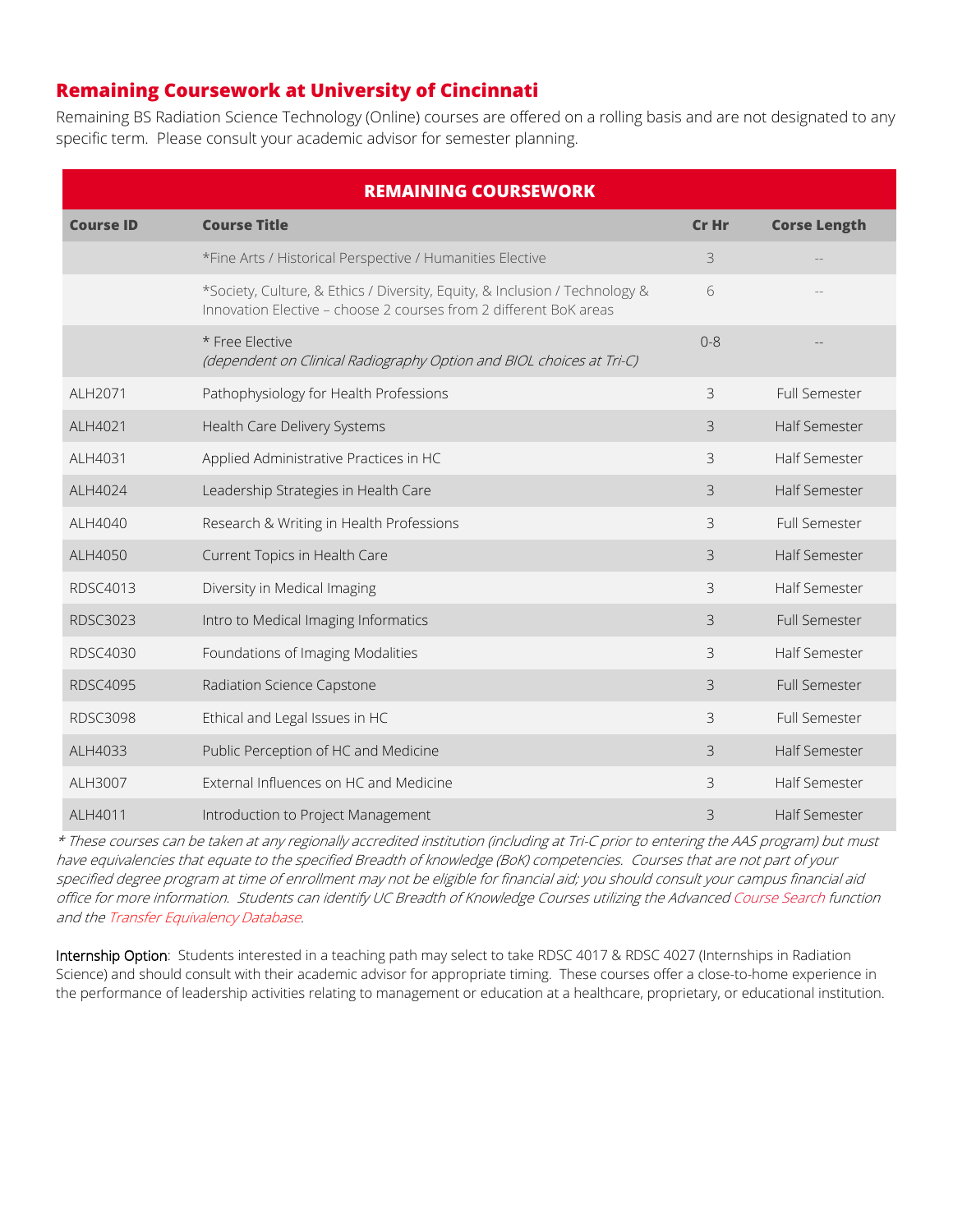## Remaining Coursework at University of Cincinnati

Remaining BS Radiation Science Technology (Online) courses are offered on a rolling basis and are not designated to any specific term. Please consult your academic advisor for semester planning.

| REMAINING COURSEWORK | | | |
|---|---|---|---|
| **Course ID** | **Course Title** | **Cr Hr** | **Corse Length** |
| | *Fine Arts / Historical Perspective / Humanities Elective | 3 | -- |
| | *Society, Culture, & Ethics / Diversity, Equity, & Inclusion / Technology & Innovation Elective – choose 2 courses from 2 different BoK areas | 6 | -- |
| | * Free Elective *(dependent on Clinical Radiography Option and BIOL choices at Tri-C)* | 0-8 | -- |
| ALH2071 | Pathophysiology for Health Professions | 3 | Full Semester |
| ALH4021 | Health Care Delivery Systems | 3 | Half Semester |
| ALH4031 | Applied Administrative Practices in HC | 3 | Half Semester |
| ALH4024 | Leadership Strategies in Health Care | 3 | Half Semester |
| ALH4040 | Research & Writing in Health Professions | 3 | Full Semester |
| ALH4050 | Current Topics in Health Care | 3 | Half Semester |
| RDSC4013 | Diversity in Medical Imaging | 3 | Half Semester |
| RDSC3023 | Intro to Medical Imaging Informatics | 3 | Full Semester |
| RDSC4030 | Foundations of Imaging Modalities | 3 | Half Semester |
| RDSC4095 | Radiation Science Capstone | 3 | Full Semester |
| RDSC3098 | Ethical and Legal Issues in HC | 3 | Full Semester |
| ALH4033 | Public Perception of HC and Medicine | 3 | Half Semester |
| ALH3007 | External Influences on HC and Medicine | 3 | Half Semester |
| ALH4011 | Introduction to Project Management | 3 | Half Semester |

*\* These courses can be taken at any regionally accredited institution (including at Tri-C prior to entering the AAS program) but must have equivalencies that equate to the specified Breadth of knowledge (BoK) competencies. Courses that are not part of your specified degree program at time of enrollment may not be eligible for financial aid; you should consult your campus financial aid office for more information. Students can identify UC Breadth of Knowledge Courses utilizing the Advanced Course Search function and the Transfer Equivalency Database.*

Internship Option: Students interested in a teaching path may select to take RDSC 4017 & RDSC 4027 (Internships in Radiation Science) and should consult with their academic advisor for appropriate timing. These courses offer a close-to-home experience in the performance of leadership activities relating to management or education at a healthcare, proprietary, or educational institution.